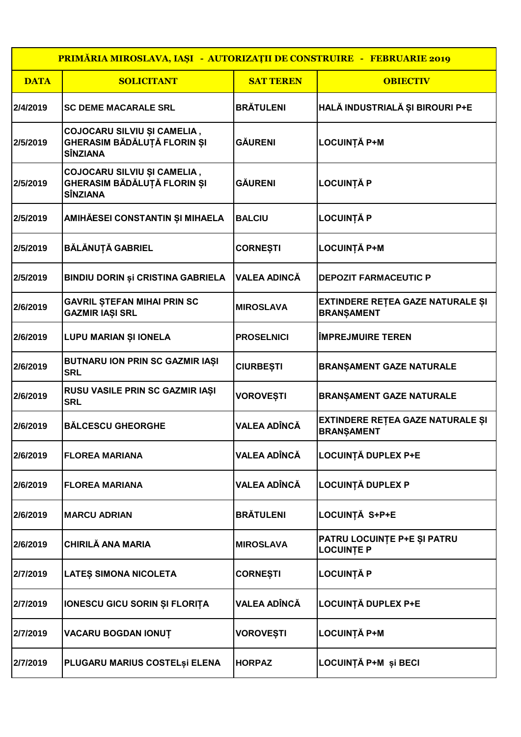| PRIMĂRIA MIROSLAVA, IAȘI - AUTORIZAȚII DE CONSTRUIRE - FEBRUARIE 2019 | | | |
|---|---|---|---|
| **DATA** | **SOLICITANT** | **SAT TEREN** | **OBIECTIV** |
| 2/4/2019 | SC DEME MACARALE SRL | BRĂTULENI | HALĂ INDUSTRIALĂ ȘI BIROURI P+E |
| 2/5/2019 | COJOCARU SILVIU ȘI CAMELIA , GHERASIM BĂDĂLUȚĂ FLORIN ȘI SÎNZIANA | GĂURENI | LOCUINȚĂ P+M |
| 2/5/2019 | COJOCARU SILVIU ȘI CAMELIA , GHERASIM BĂDĂLUȚĂ FLORIN ȘI SÎNZIANA | GĂURENI | LOCUINȚĂ P |
| 2/5/2019 | AMIHĂESEI CONSTANTIN ȘI MIHAELA | BALCIU | LOCUINȚĂ P |
| 2/5/2019 | BĂLĂNUȚĂ GABRIEL | CORNEȘTI | LOCUINȚĂ P+M |
| 2/5/2019 | BINDIU DORIN și CRISTINA GABRIELA | VALEA ADINCĂ | DEPOZIT FARMACEUTIC P |
| 2/6/2019 | GAVRIL ȘTEFAN MIHAI PRIN SC GAZMIR IAȘI SRL | MIROSLAVA | EXTINDERE REȚEA GAZE NATURALE ȘI BRANȘAMENT |
| 2/6/2019 | LUPU MARIAN ȘI IONELA | PROSELNICI | ÎMPREJMUIRE TEREN |
| 2/6/2019 | BUTNARU ION PRIN SC GAZMIR IAȘI SRL | CIURBEȘTI | BRANȘAMENT GAZE NATURALE |
| 2/6/2019 | RUSU VASILE PRIN SC GAZMIR IAȘI SRL | VOROVEȘTI | BRANȘAMENT GAZE NATURALE |
| 2/6/2019 | BĂLCESCU GHEORGHE | VALEA ADÎNCĂ | EXTINDERE REȚEA GAZE NATURALE ȘI BRANȘAMENT |
| 2/6/2019 | FLOREA MARIANA | VALEA ADÎNCĂ | LOCUINȚĂ DUPLEX P+E |
| 2/6/2019 | FLOREA MARIANA | VALEA ADÎNCĂ | LOCUINȚĂ DUPLEX P |
| 2/6/2019 | MARCU ADRIAN | BRĂTULENI | LOCUINȚĂ S+P+E |
| 2/6/2019 | CHIRILĂ ANA MARIA | MIROSLAVA | PATRU LOCUINȚE P+E ȘI PATRU LOCUINȚE P |
| 2/7/2019 | LATEȘ SIMONA NICOLETA | CORNEȘTI | LOCUINȚĂ P |
| 2/7/2019 | IONESCU GICU SORIN ȘI FLORIȚA | VALEA ADÎNCĂ | LOCUINȚĂ DUPLEX P+E |
| 2/7/2019 | VACARU BOGDAN IONUȚ | VOROVEȘTI | LOCUINȚĂ P+M |
| 2/7/2019 | PLUGARU MARIUS COSTELși ELENA | HORPAZ | LOCUINȚĂ P+M și BECI |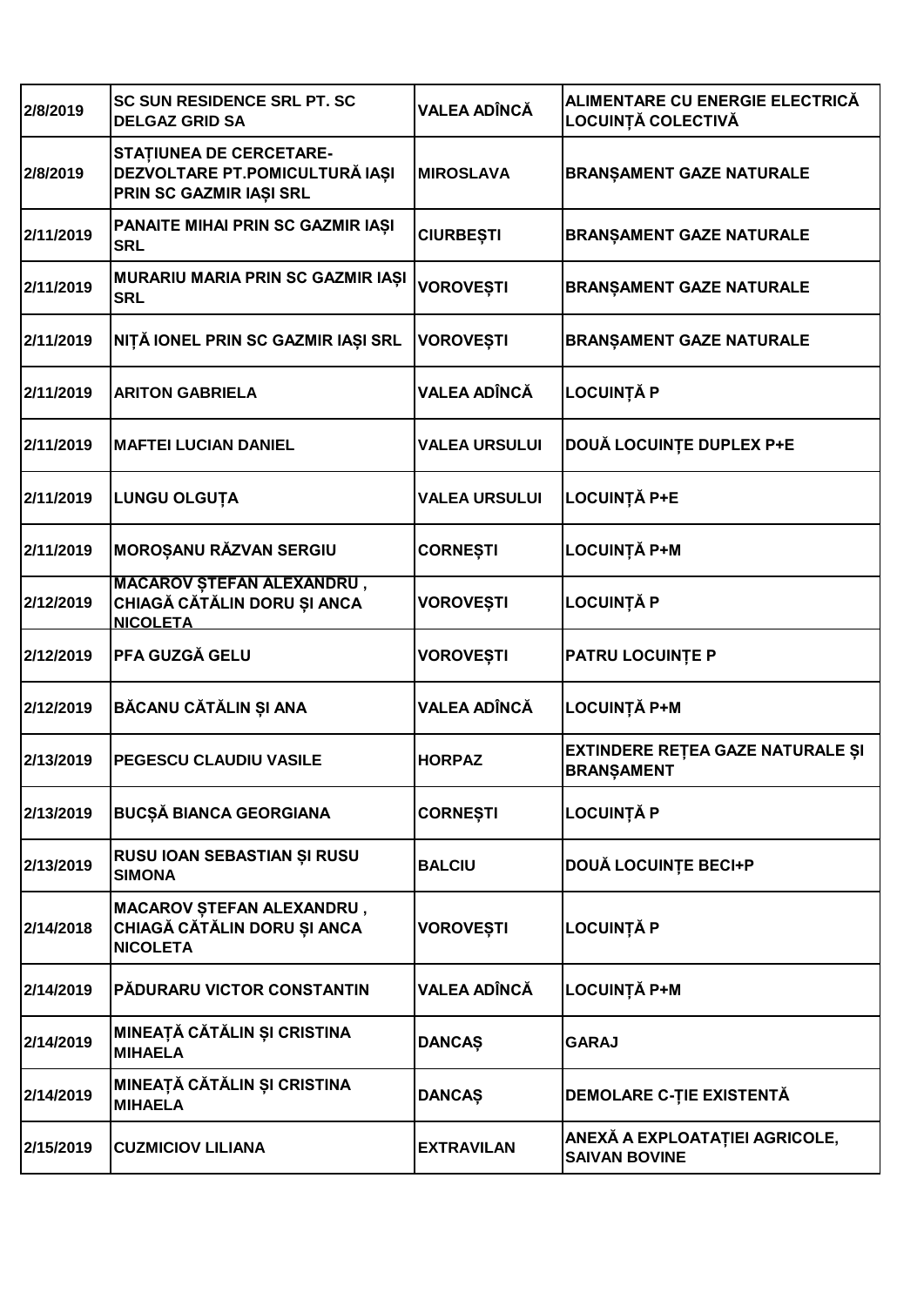| 2/8/2019 | SC SUN RESIDENCE SRL PT. SC DELGAZ GRID SA | VALEA ADÎNCĂ | ALIMENTARE CU ENERGIE ELECTRICĂ LOCUINȚĂ COLECTIVĂ |
|---|---|---|---|
| 2/8/2019 | STAȚIUNEA DE CERCETARE-DEZVOLTARE PT.POMICULTURĂ IAȘI PRIN SC GAZMIR IAȘI SRL | MIROSLAVA | BRANȘAMENT GAZE NATURALE |
| 2/11/2019 | PANAITE MIHAI PRIN SC GAZMIR IAȘI SRL | CIURBEȘTI | BRANȘAMENT GAZE NATURALE |
| 2/11/2019 | MURARIU MARIA PRIN SC GAZMIR IAȘI SRL | VOROVEȘTI | BRANȘAMENT GAZE NATURALE |
| 2/11/2019 | NIȚĂ IONEL PRIN SC GAZMIR IAȘI SRL | VOROVEȘTI | BRANȘAMENT GAZE NATURALE |
| 2/11/2019 | ARITON GABRIELA | VALEA ADÎNCĂ | LOCUINȚĂ P |
| 2/11/2019 | MAFTEI LUCIAN DANIEL | VALEA URSULUI | DOUĂ LOCUINȚE DUPLEX P+E |
| 2/11/2019 | LUNGU OLGUȚA | VALEA URSULUI | LOCUINȚĂ P+E |
| 2/11/2019 | MOROȘANU RĂZVAN SERGIU | CORNEȘTI | LOCUINȚĂ P+M |
| 2/12/2019 | MACAROV ȘTEFAN ALEXANDRU , CHIAGĂ CĂTĂLIN DORU ȘI ANCA NICOLETA | VOROVEȘTI | LOCUINȚĂ P |
| 2/12/2019 | PFA GUZGĂ GELU | VOROVEȘTI | PATRU LOCUINȚE P |
| 2/12/2019 | BĂCANU CĂTĂLIN ȘI ANA | VALEA ADÎNCĂ | LOCUINȚĂ P+M |
| 2/13/2019 | PEGESCU CLAUDIU VASILE | HORPAZ | EXTINDERE REȚEA GAZE NATURALE ȘI BRANȘAMENT |
| 2/13/2019 | BUCȘĂ BIANCA GEORGIANA | CORNEȘTI | LOCUINȚĂ P |
| 2/13/2019 | RUSU IOAN SEBASTIAN ȘI RUSU SIMONA | BALCIU | DOUĂ LOCUINȚE BECI+P |
| 2/14/2018 | MACAROV ȘTEFAN ALEXANDRU , CHIAGĂ CĂTĂLIN DORU ȘI ANCA NICOLETA | VOROVEȘTI | LOCUINȚĂ P |
| 2/14/2019 | PĂDURARU VICTOR CONSTANTIN | VALEA ADÎNCĂ | LOCUINȚĂ P+M |
| 2/14/2019 | MINEAȚĂ CĂTĂLIN ȘI CRISTINA MIHAELA | DANCAȘ | GARAJ |
| 2/14/2019 | MINEAȚĂ CĂTĂLIN ȘI CRISTINA MIHAELA | DANCAȘ | DEMOLARE C-ȚIE EXISTENTĂ |
| 2/15/2019 | CUZMICIOV LILIANA | EXTRAVILAN | ANEXĂ A EXPLOATAȚIEI AGRICOLE, SAIVAN BOVINE |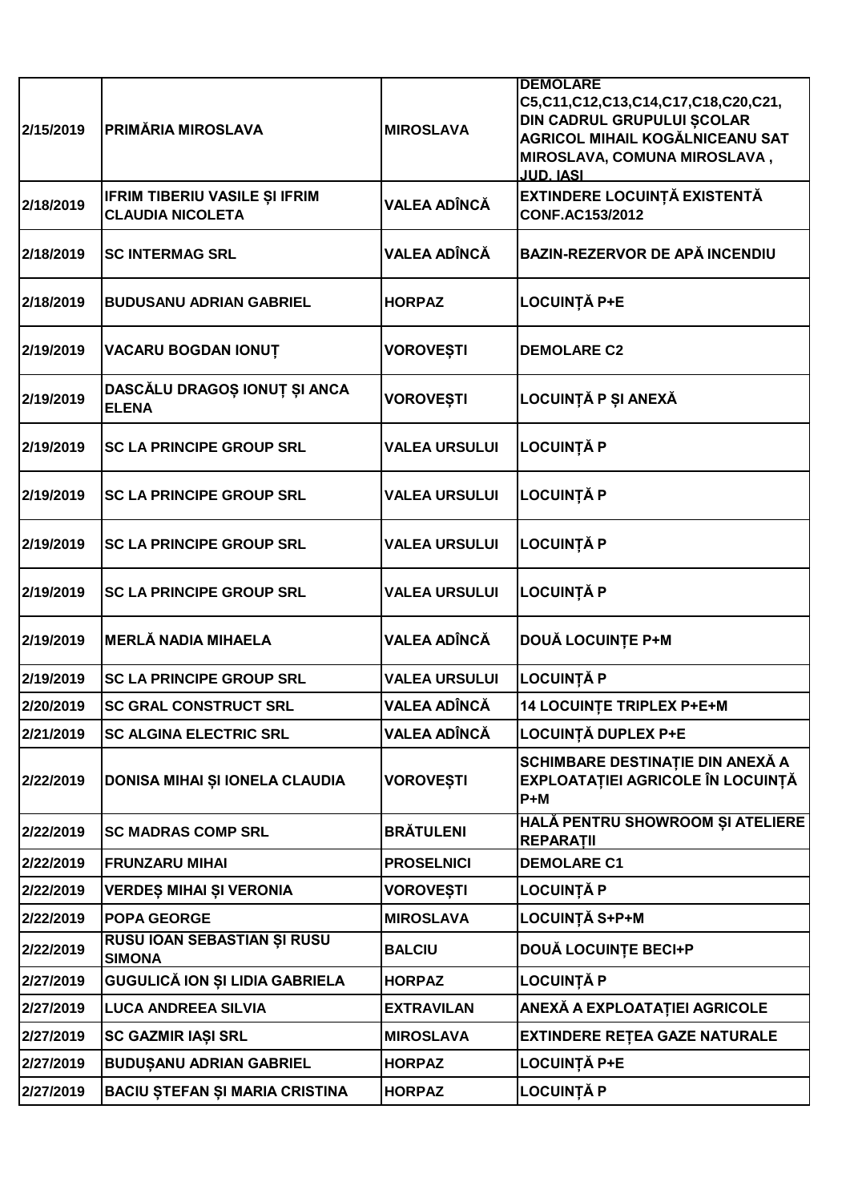| 2/15/2019 | PRIMĂRIA MIROSLAVA | MIROSLAVA | DEMOLARE C5,C11,C12,C13,C14,C17,C18,C20,C21, DIN CADRUL GRUPULUI ȘCOLAR AGRICOL MIHAIL KOGĂLNICEANU SAT MIROSLAVA, COMUNA MIROSLAVA , JUD. IAȘI |
|---|---|---|---|
| 2/18/2019 | IFRIM TIBERIU VASILE ȘI IFRIM CLAUDIA NICOLETA | VALEA ADÎNCĂ | EXTINDERE LOCUINȚĂ EXISTENTĂ CONF.AC153/2012 |
| 2/18/2019 | SC INTERMAG SRL | VALEA ADÎNCĂ | BAZIN-REZERVOR DE APĂ INCENDIU |
| 2/18/2019 | BUDUSANU ADRIAN GABRIEL | HORPAZ | LOCUINȚĂ P+E |
| 2/19/2019 | VACARU BOGDAN IONUȚ | VOROVEȘTI | DEMOLARE C2 |
| 2/19/2019 | DASCĂLU DRAGOȘ IONUȚ ȘI ANCA ELENA | VOROVEȘTI | LOCUINȚĂ P ȘI ANEXĂ |
| 2/19/2019 | SC LA PRINCIPE GROUP SRL | VALEA URSULUI | LOCUINȚĂ P |
| 2/19/2019 | SC LA PRINCIPE GROUP SRL | VALEA URSULUI | LOCUINȚĂ P |
| 2/19/2019 | SC LA PRINCIPE GROUP SRL | VALEA URSULUI | LOCUINȚĂ P |
| 2/19/2019 | SC LA PRINCIPE GROUP SRL | VALEA URSULUI | LOCUINȚĂ P |
| 2/19/2019 | MERLĂ NADIA MIHAELA | VALEA ADÎNCĂ | DOUĂ LOCUINȚE P+M |
| 2/19/2019 | SC LA PRINCIPE GROUP SRL | VALEA URSULUI | LOCUINȚĂ P |
| 2/20/2019 | SC GRAL CONSTRUCT SRL | VALEA ADÎNCĂ | 14 LOCUINȚE TRIPLEX P+E+M |
| 2/21/2019 | SC ALGINA ELECTRIC SRL | VALEA ADÎNCĂ | LOCUINȚĂ DUPLEX P+E |
| 2/22/2019 | DONISA MIHAI ȘI IONELA CLAUDIA | VOROVEȘTI | SCHIMBARE DESTINAȚIE DIN ANEXĂ A EXPLOATAȚIEI AGRICOLE ÎN LOCUINȚĂ P+M |
| 2/22/2019 | SC MADRAS COMP SRL | BRĂTULENI | HALĂ PENTRU SHOWROOM ȘI ATELIERE REPARAȚII |
| 2/22/2019 | FRUNZARU MIHAI | PROSELNICI | DEMOLARE C1 |
| 2/22/2019 | VERDEȘ MIHAI ȘI VERONIA | VOROVEȘTI | LOCUINȚĂ P |
| 2/22/2019 | POPA GEORGE | MIROSLAVA | LOCUINȚĂ S+P+M |
| 2/22/2019 | RUSU IOAN SEBASTIAN ȘI RUSU SIMONA | BALCIU | DOUĂ LOCUINȚE BECI+P |
| 2/27/2019 | GUGULICĂ ION ȘI LIDIA GABRIELA | HORPAZ | LOCUINȚĂ P |
| 2/27/2019 | LUCA ANDREEA SILVIA | EXTRAVILAN | ANEXĂ A EXPLOATAȚIEI AGRICOLE |
| 2/27/2019 | SC GAZMIR IAȘI SRL | MIROSLAVA | EXTINDERE REȚEA GAZE NATURALE |
| 2/27/2019 | BUDUȘANU ADRIAN GABRIEL | HORPAZ | LOCUINȚĂ P+E |
| 2/27/2019 | BACIU ȘTEFAN ȘI MARIA CRISTINA | HORPAZ | LOCUINȚĂ P |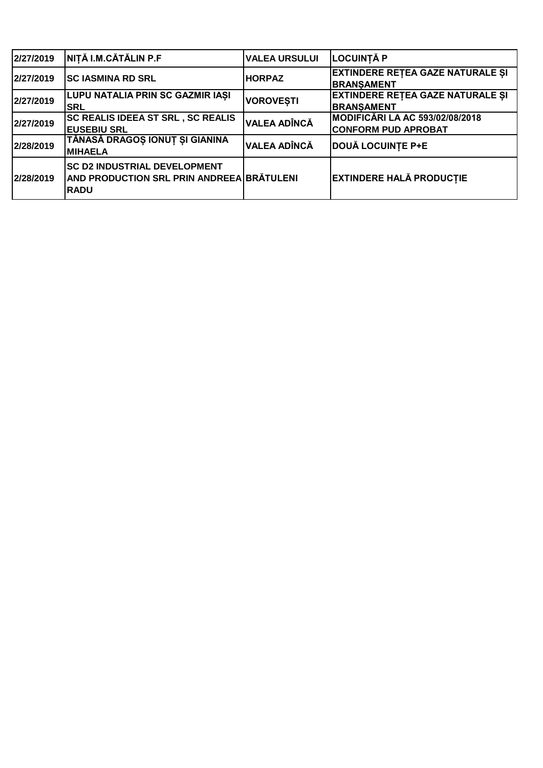| | | | |
|---|---|---|---|
| 2/27/2019 | NIȚĂ I.M.CĂTĂLIN P.F | VALEA URSULUI | LOCUINȚĂ P |
| 2/27/2019 | SC IASMINA RD SRL | HORPAZ | EXTINDERE REȚEA GAZE NATURALE ȘI BRANȘAMENT |
| 2/27/2019 | LUPU NATALIA PRIN SC GAZMIR IAȘI SRL | VOROVEȘTI | EXTINDERE REȚEA GAZE NATURALE ȘI BRANȘAMENT |
| 2/27/2019 | SC REALIS IDEEA ST SRL , SC REALIS EUSEBIU SRL | VALEA ADÎNCĂ | MODIFICĂRI LA AC 593/02/08/2018 CONFORM PUD APROBAT |
| 2/28/2019 | TĂNASĂ DRAGOȘ IONUȚ ȘI GIANINA MIHAELA | VALEA ADÎNCĂ | DOUĂ LOCUINȚE P+E |
| 2/28/2019 | SC D2 INDUSTRIAL DEVELOPMENT AND PRODUCTION SRL PRIN ANDREEA RADU | BRĂTULENI | EXTINDERE HALĂ PRODUCȚIE |